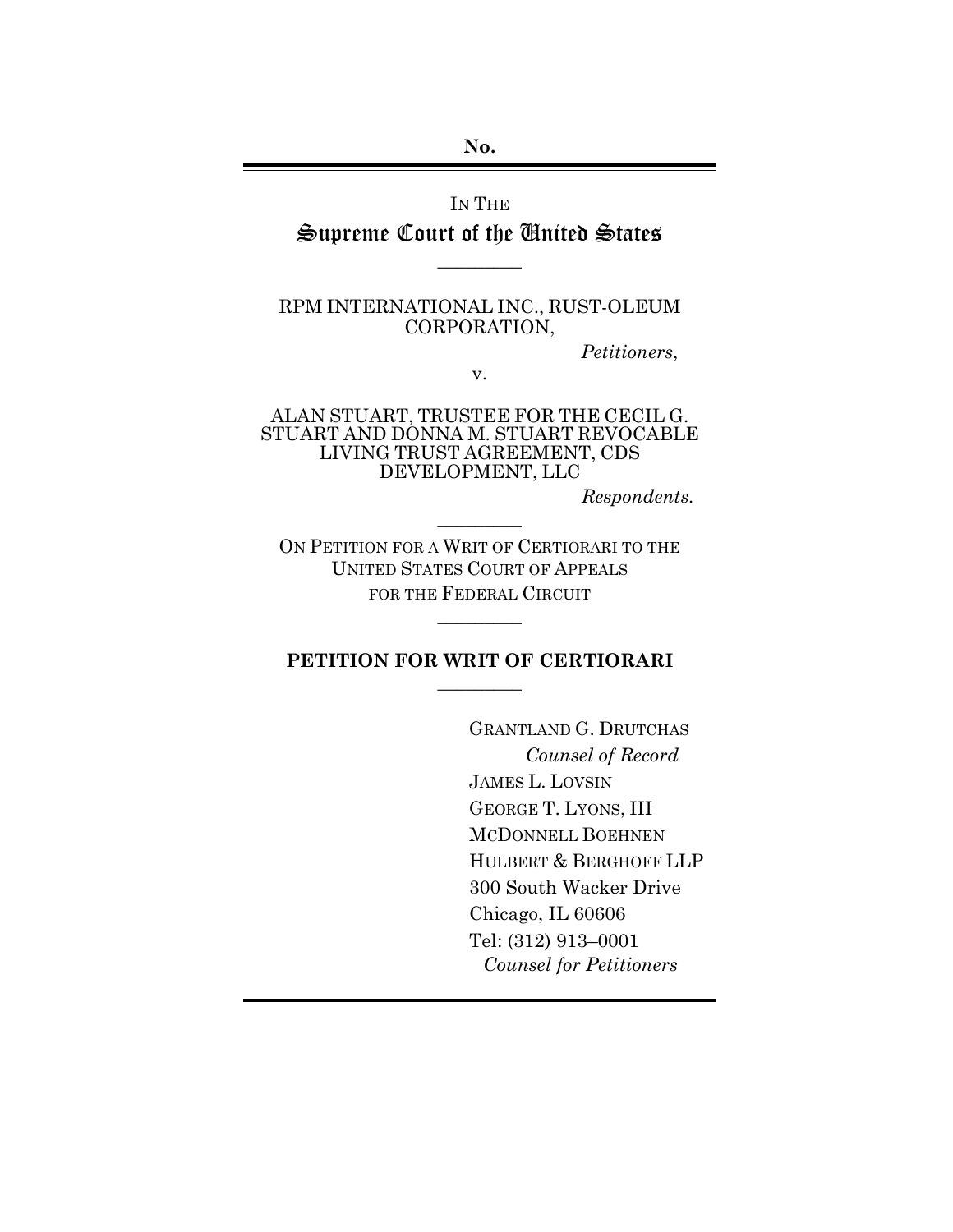No.

IN THE

# Supreme Court of the United States

---

RPM INTERNATIONAL INC., RUST-OLEUM CORPORATION,

*Petitioners*,

v.

ALAN STUART, TRUSTEE FOR THE CECIL G. STUART AND DONNA M. STUART REVOCABLE LIVING TRUST AGREEMENT, CDS DEVELOPMENT, LLC

*Respondents.*

---

ON PETITION FOR A WRIT OF CERTIORARI TO THE UNITED STATES COURT OF APPEALS FOR THE FEDERAL CIRCUIT

---

**PETITION FOR WRIT OF CERTIORARI**

---

GRANTLAND G. DRUTCHAS
*Counsel of Record*
JAMES L. LOVSIN
GEORGE T. LYONS, III
MCDONNELL BOEHNEN HULBERT & BERGHOFF LLP
300 South Wacker Drive
Chicago, IL 60606
Tel: (312) 913–0001
*Counsel for Petitioners*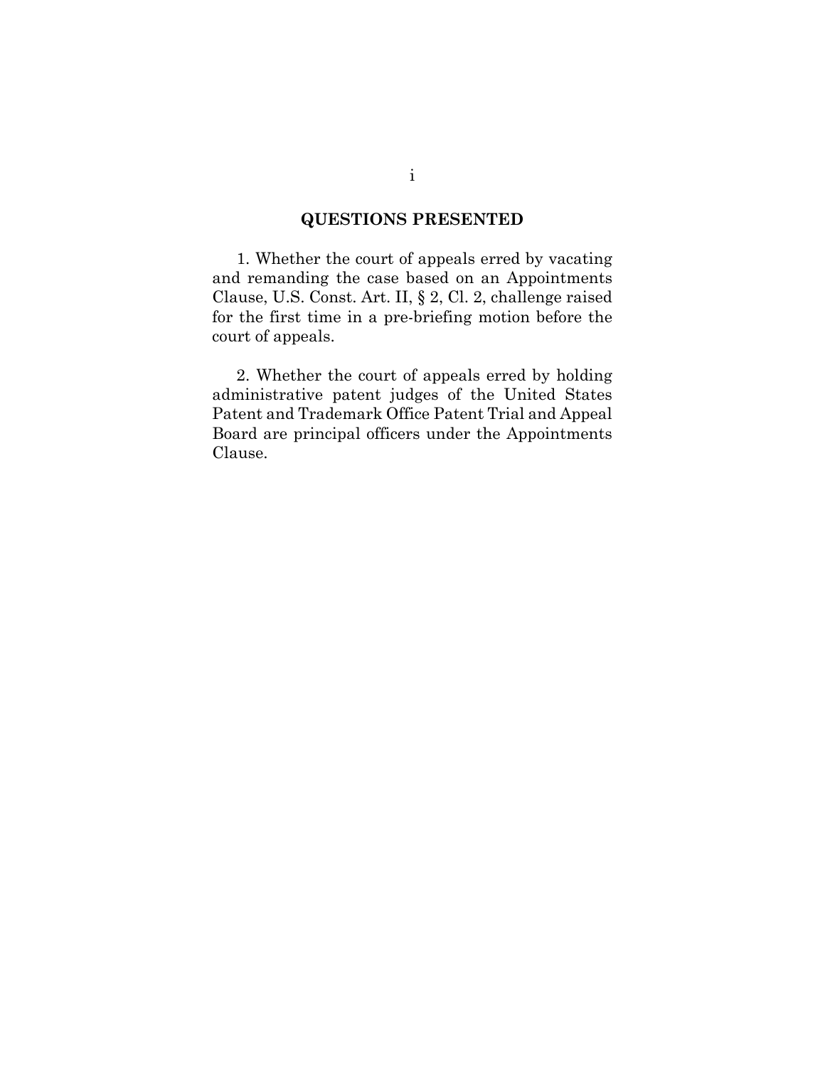## QUESTIONS PRESENTED

1. Whether the court of appeals erred by vacating and remanding the case based on an Appointments Clause, U.S. Const. Art. II, § 2, Cl. 2, challenge raised for the first time in a pre-briefing motion before the court of appeals.

2. Whether the court of appeals erred by holding administrative patent judges of the United States Patent and Trademark Office Patent Trial and Appeal Board are principal officers under the Appointments Clause.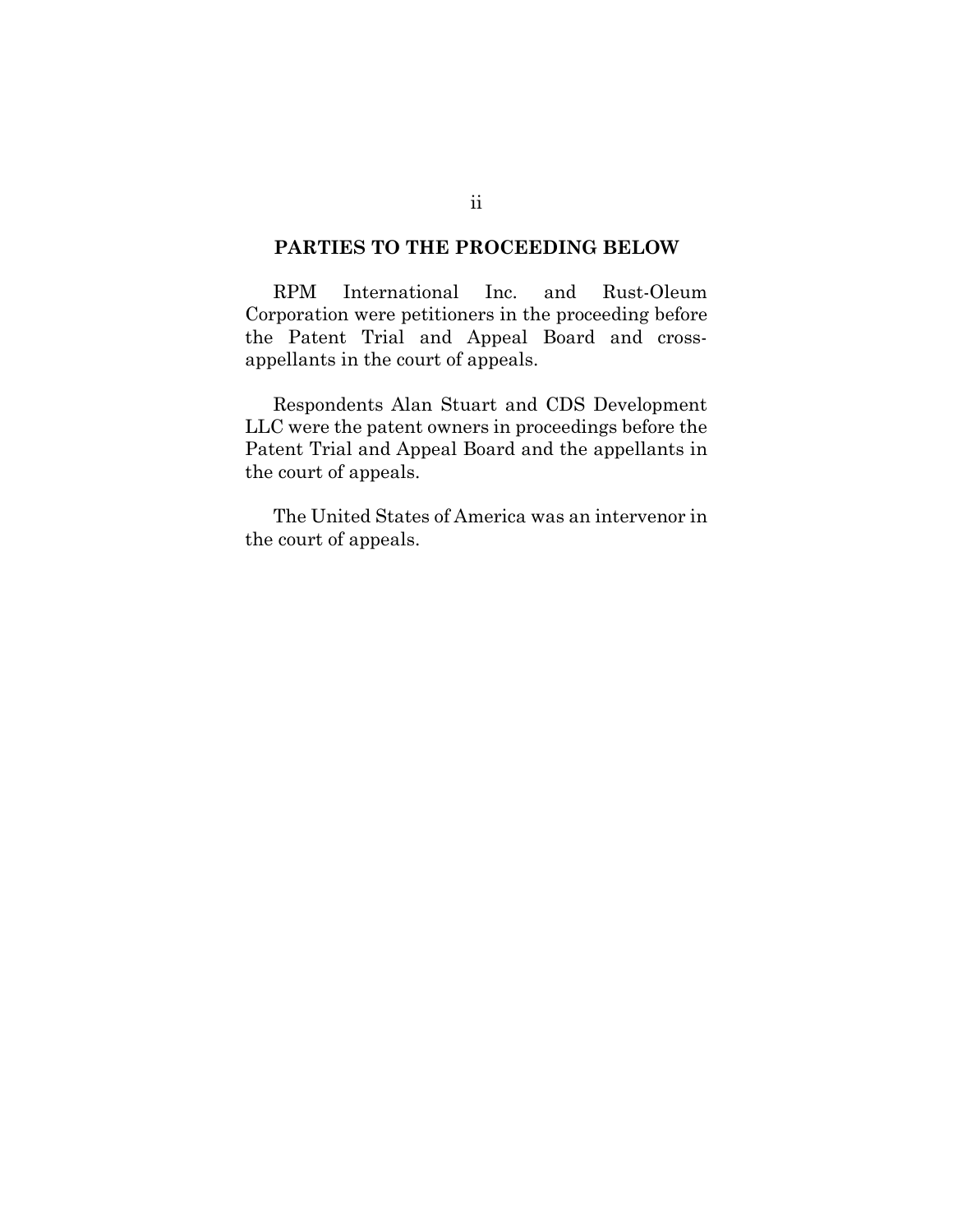## PARTIES TO THE PROCEEDING BELOW

RPM International Inc. and Rust-Oleum Corporation were petitioners in the proceeding before the Patent Trial and Appeal Board and cross-appellants in the court of appeals.

Respondents Alan Stuart and CDS Development LLC were the patent owners in proceedings before the Patent Trial and Appeal Board and the appellants in the court of appeals.

The United States of America was an intervenor in the court of appeals.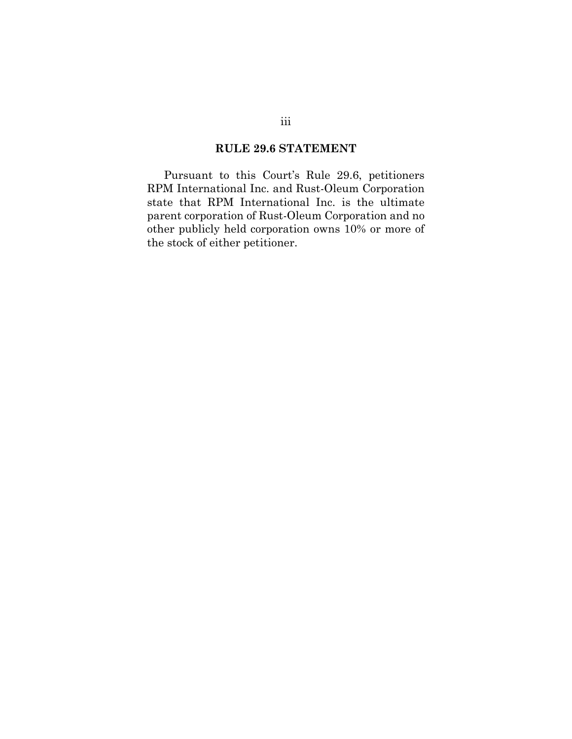## RULE 29.6 STATEMENT

Pursuant to this Court's Rule 29.6, petitioners RPM International Inc. and Rust-Oleum Corporation state that RPM International Inc. is the ultimate parent corporation of Rust-Oleum Corporation and no other publicly held corporation owns 10% or more of the stock of either petitioner.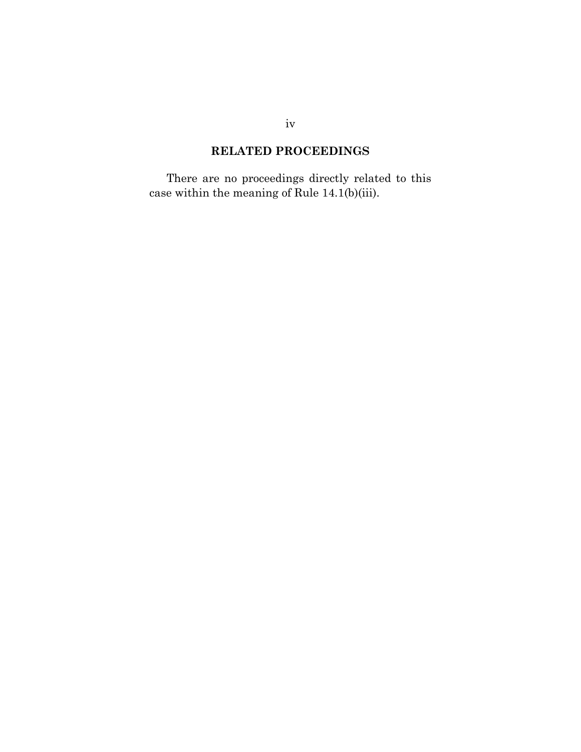## RELATED PROCEEDINGS

There are no proceedings directly related to this case within the meaning of Rule 14.1(b)(iii).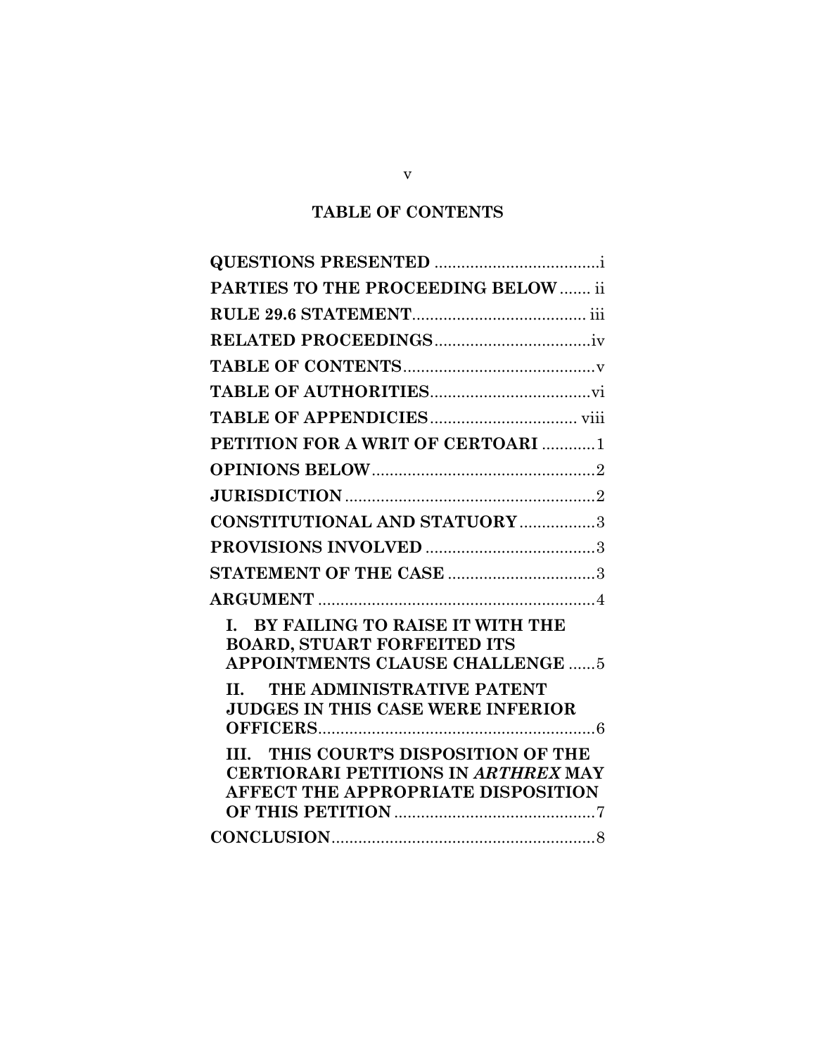## TABLE OF CONTENTS

**QUESTIONS PRESENTED** .....................................i

**PARTIES TO THE PROCEEDING BELOW** ....... ii

**RULE 29.6 STATEMENT**....................................... iii

**RELATED PROCEEDINGS**...................................iv

**TABLE OF CONTENTS**...........................................v

**TABLE OF AUTHORITIES**....................................vi

**TABLE OF APPENDICIES**................................. viii

**PETITION FOR A WRIT OF CERTOARI** ............1

**OPINIONS BELOW**..................................................2

**JURISDICTION**........................................................2

**CONSTITUTIONAL AND STATUTORY**.................3

**PROVISIONS INVOLVED**......................................3

**STATEMENT OF THE CASE**.................................3

**ARGUMENT**..............................................................4

- **I. BY FAILING TO RAISE IT WITH THE BOARD, STUART FORFEITED ITS APPOINTMENTS CLAUSE CHALLENGE** ......5
- **II. THE ADMINISTRATIVE PATENT JUDGES IN THIS CASE WERE INFERIOR OFFICERS**..............................................................6
- **III. THIS COURT'S DISPOSITION OF THE CERTIORARI PETITIONS IN *ARTHREX* MAY AFFECT THE APPROPRIATE DISPOSITION OF THIS PETITION**.............................................7

**CONCLUSION**...........................................................8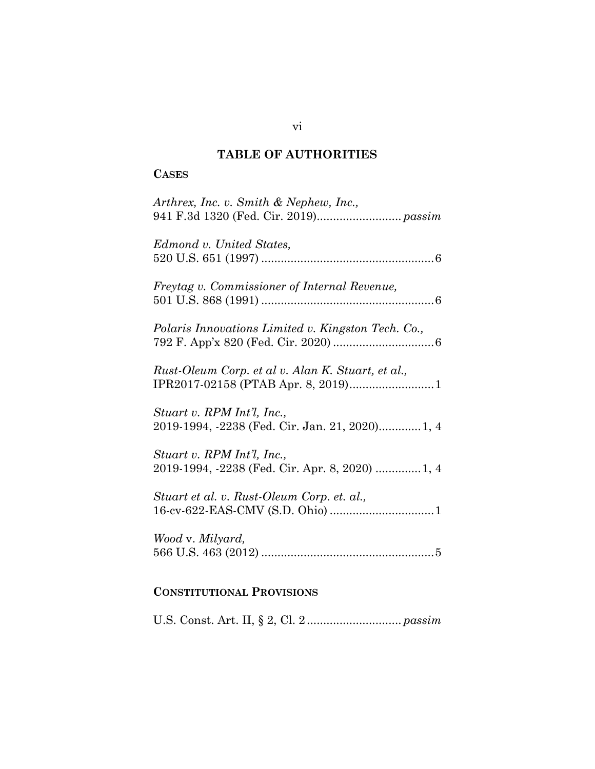# TABLE OF AUTHORITIES

## CASES

*Arthrex, Inc. v. Smith & Nephew, Inc.*,
941 F.3d 1320 (Fed. Cir. 2019)......................... *passim*

*Edmond v. United States*,
520 U.S. 651 (1997) .................................................... 6

*Freytag v. Commissioner of Internal Revenue*,
501 U.S. 868 (1991) .................................................... 6

*Polaris Innovations Limited v. Kingston Tech. Co.*,
792 F. App'x 820 (Fed. Cir. 2020) .............................. 6

*Rust-Oleum Corp. et al v. Alan K. Stuart, et al.*,
IPR2017-02158 (PTAB Apr. 8, 2019)......................... 1

*Stuart v. RPM Int'l, Inc.*,
2019-1994, -2238 (Fed. Cir. Jan. 21, 2020)............ 1, 4

*Stuart v. RPM Int'l, Inc.*,
2019-1994, -2238 (Fed. Cir. Apr. 8, 2020) ............. 1, 4

*Stuart et al. v. Rust-Oleum Corp. et. al.*,
16-cv-622-EAS-CMV (S.D. Ohio) ............................... 1

*Wood* v. *Milyard*,
566 U.S. 463 (2012) .................................................... 5

## CONSTITUTIONAL PROVISIONS

U.S. Const. Art. II, § 2, Cl. 2 ............................ *passim*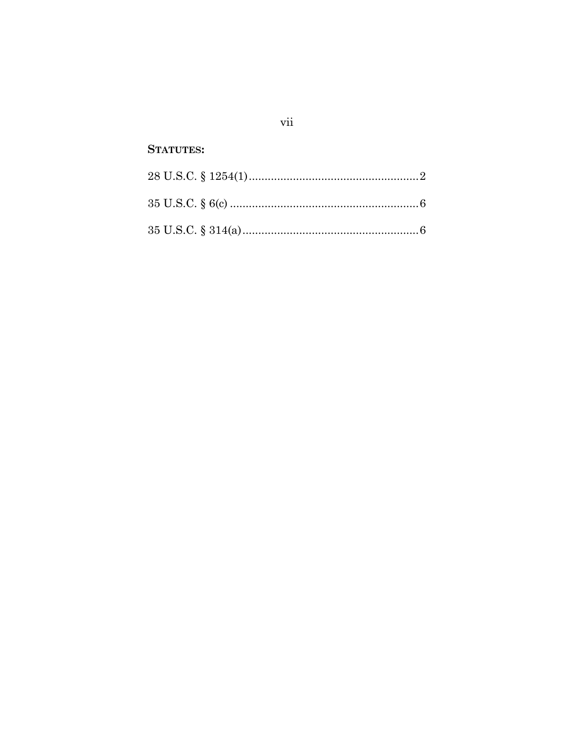**STATUTES:**

28 U.S.C. § 1254(1) ........................................................ 2

35 U.S.C. § 6(c) ............................................................. 6

35 U.S.C. § 314(a) .......................................................... 6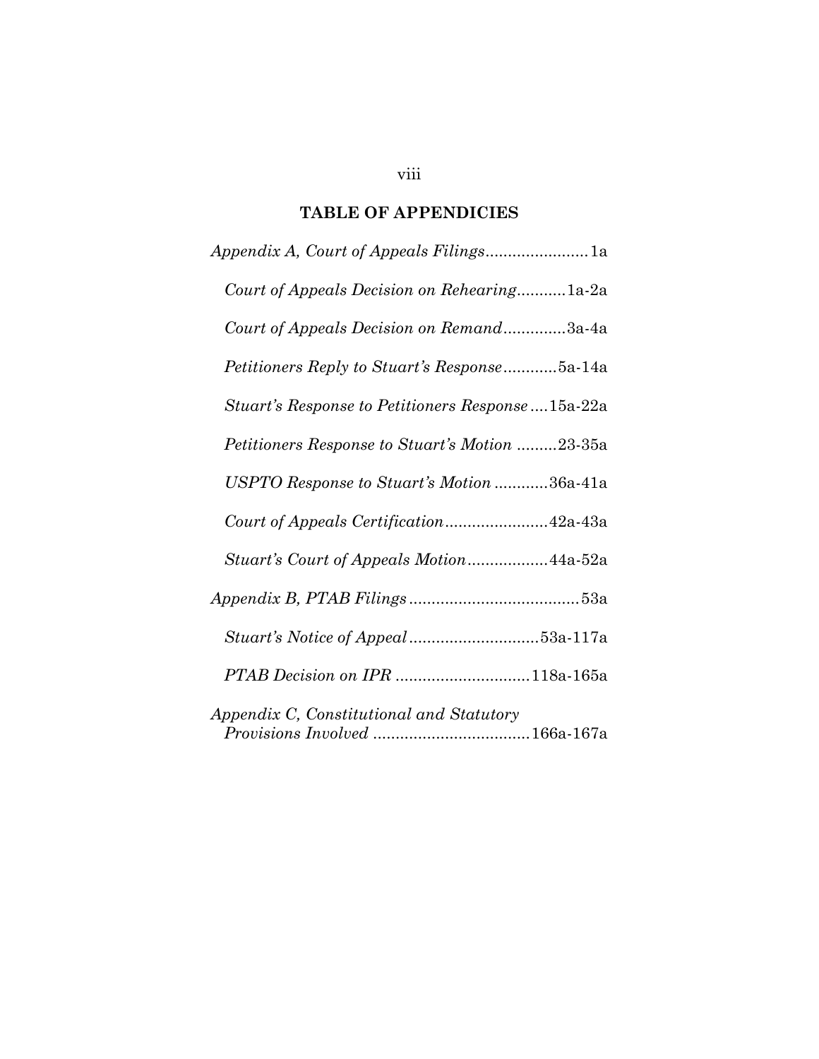# TABLE OF APPENDICIES

*Appendix A, Court of Appeals Filings*....................... 1a

*Court of Appeals Decision on Rehearing*........... 1a-2a

*Court of Appeals Decision on Remand*.............. 3a-4a

*Petitioners Reply to Stuart's Response*............ 5a-14a

*Stuart's Response to Petitioners Response*.... 15a-22a

*Petitioners Response to Stuart's Motion* ......... 23-35a

*USPTO Response to Stuart's Motion* ............ 36a-41a

*Court of Appeals Certification*....................... 42a-43a

*Stuart's Court of Appeals Motion*.................. 44a-52a

*Appendix B, PTAB Filings* ...................................... 53a

*Stuart's Notice of Appeal* ............................. 53a-117a

*PTAB Decision on IPR* .............................. 118a-165a

*Appendix C, Constitutional and Statutory Provisions Involved* ................................... 166a-167a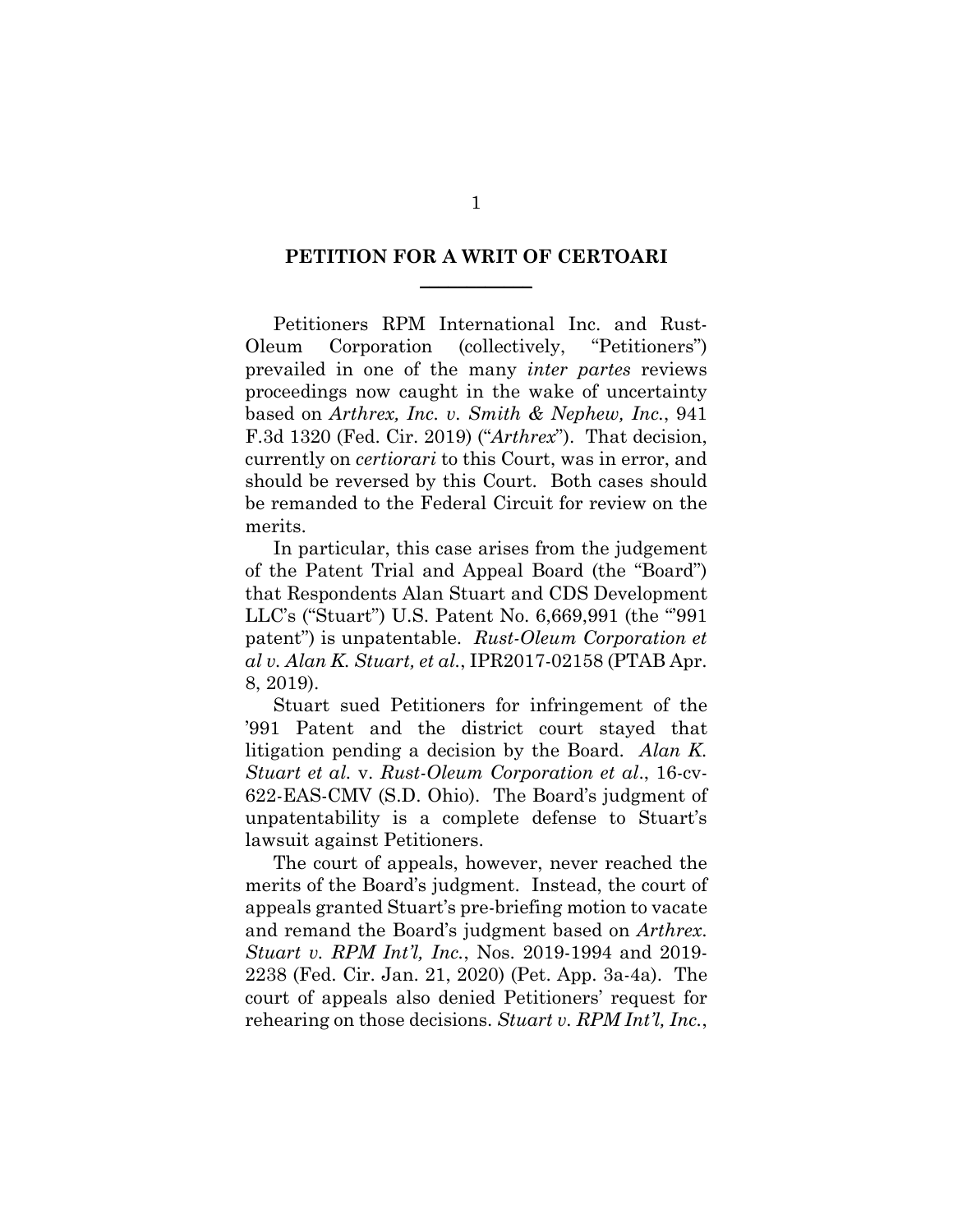## PETITION FOR A WRIT OF CERTOARI

Petitioners RPM International Inc. and Rust-Oleum Corporation (collectively, "Petitioners") prevailed in one of the many *inter partes* reviews proceedings now caught in the wake of uncertainty based on *Arthrex, Inc. v. Smith & Nephew, Inc.*, 941 F.3d 1320 (Fed. Cir. 2019) ("*Arthrex*"). That decision, currently on *certiorari* to this Court, was in error, and should be reversed by this Court. Both cases should be remanded to the Federal Circuit for review on the merits.

In particular, this case arises from the judgement of the Patent Trial and Appeal Board (the "Board") that Respondents Alan Stuart and CDS Development LLC's ("Stuart") U.S. Patent No. 6,669,991 (the "'991 patent") is unpatentable. *Rust-Oleum Corporation et al v. Alan K. Stuart, et al.*, IPR2017-02158 (PTAB Apr. 8, 2019).

Stuart sued Petitioners for infringement of the '991 Patent and the district court stayed that litigation pending a decision by the Board. *Alan K. Stuart et al.* v. *Rust-Oleum Corporation et al*., 16-cv-622-EAS-CMV (S.D. Ohio). The Board's judgment of unpatentability is a complete defense to Stuart's lawsuit against Petitioners.

The court of appeals, however, never reached the merits of the Board's judgment. Instead, the court of appeals granted Stuart's pre-briefing motion to vacate and remand the Board's judgment based on *Arthrex*. *Stuart v. RPM Int'l, Inc.*, Nos. 2019-1994 and 2019-2238 (Fed. Cir. Jan. 21, 2020) (Pet. App. 3a-4a). The court of appeals also denied Petitioners' request for rehearing on those decisions. *Stuart v. RPM Int'l, Inc.*,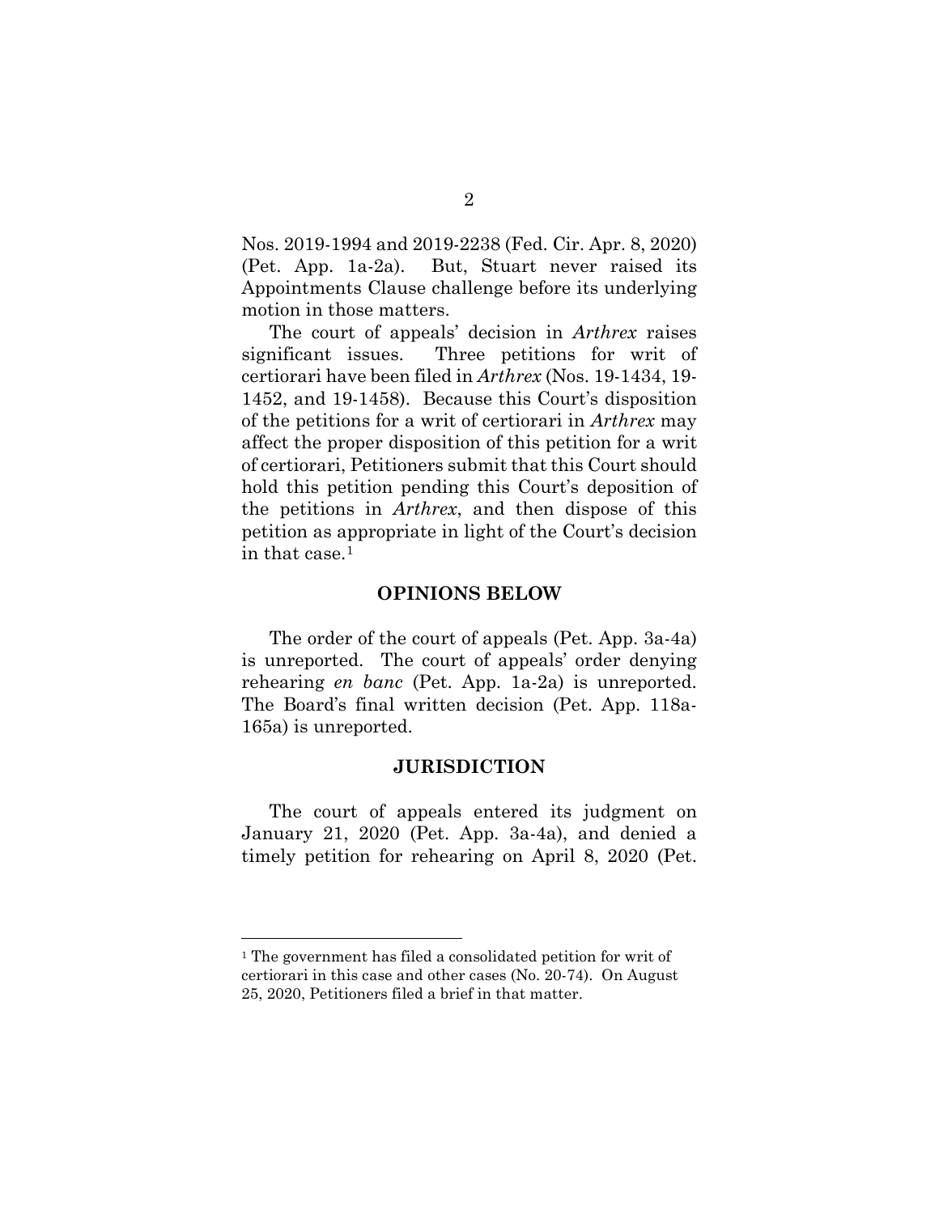Nos. 2019-1994 and 2019-2238 (Fed. Cir. Apr. 8, 2020) (Pet. App. 1a-2a). But, Stuart never raised its Appointments Clause challenge before its underlying motion in those matters.

The court of appeals' decision in *Arthrex* raises significant issues. Three petitions for writ of certiorari have been filed in *Arthrex* (Nos. 19-1434, 19-1452, and 19-1458). Because this Court's disposition of the petitions for a writ of certiorari in *Arthrex* may affect the proper disposition of this petition for a writ of certiorari, Petitioners submit that this Court should hold this petition pending this Court's deposition of the petitions in *Arthrex*, and then dispose of this petition as appropriate in light of the Court's decision in that case.[1]

## OPINIONS BELOW

The order of the court of appeals (Pet. App. 3a-4a) is unreported. The court of appeals' order denying rehearing *en banc* (Pet. App. 1a-2a) is unreported. The Board's final written decision (Pet. App. 118a-165a) is unreported.

## JURISDICTION

The court of appeals entered its judgment on January 21, 2020 (Pet. App. 3a-4a), and denied a timely petition for rehearing on April 8, 2020 (Pet.

---

[1] The government has filed a consolidated petition for writ of certiorari in this case and other cases (No. 20-74). On August 25, 2020, Petitioners filed a brief in that matter.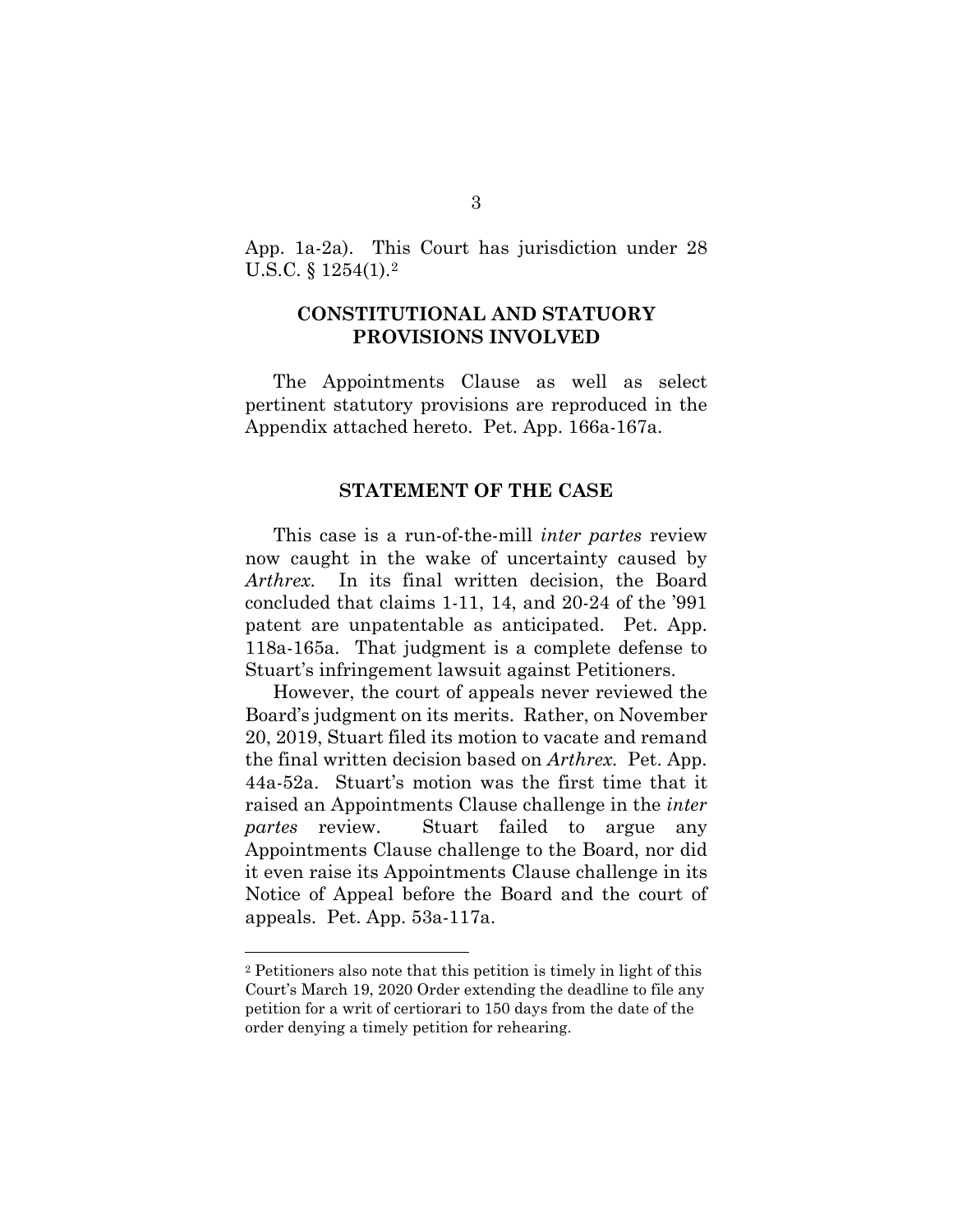App. 1a-2a). This Court has jurisdiction under 28 U.S.C. § 1254(1).[2]

## CONSTITUTIONAL AND STATUTORY PROVISIONS INVOLVED

The Appointments Clause as well as select pertinent statutory provisions are reproduced in the Appendix attached hereto. Pet. App. 166a-167a.

## STATEMENT OF THE CASE

This case is a run-of-the-mill *inter partes* review now caught in the wake of uncertainty caused by *Arthrex*. In its final written decision, the Board concluded that claims 1-11, 14, and 20-24 of the '991 patent are unpatentable as anticipated. Pet. App. 118a-165a. That judgment is a complete defense to Stuart's infringement lawsuit against Petitioners.

However, the court of appeals never reviewed the Board's judgment on its merits. Rather, on November 20, 2019, Stuart filed its motion to vacate and remand the final written decision based on *Arthrex*. Pet. App. 44a-52a. Stuart's motion was the first time that it raised an Appointments Clause challenge in the *inter partes* review. Stuart failed to argue any Appointments Clause challenge to the Board, nor did it even raise its Appointments Clause challenge in its Notice of Appeal before the Board and the court of appeals. Pet. App. 53a-117a.

[2] Petitioners also note that this petition is timely in light of this Court's March 19, 2020 Order extending the deadline to file any petition for a writ of certiorari to 150 days from the date of the order denying a timely petition for rehearing.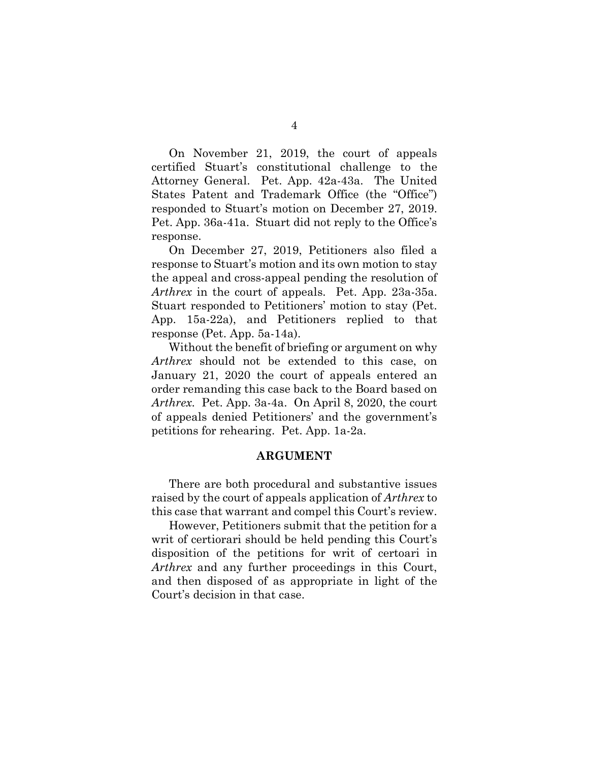On November 21, 2019, the court of appeals certified Stuart's constitutional challenge to the Attorney General. Pet. App. 42a-43a. The United States Patent and Trademark Office (the "Office") responded to Stuart's motion on December 27, 2019. Pet. App. 36a-41a. Stuart did not reply to the Office's response.

On December 27, 2019, Petitioners also filed a response to Stuart's motion and its own motion to stay the appeal and cross-appeal pending the resolution of *Arthrex* in the court of appeals. Pet. App. 23a-35a. Stuart responded to Petitioners' motion to stay (Pet. App. 15a-22a), and Petitioners replied to that response (Pet. App. 5a-14a).

Without the benefit of briefing or argument on why *Arthrex* should not be extended to this case, on January 21, 2020 the court of appeals entered an order remanding this case back to the Board based on *Arthrex*. Pet. App. 3a-4a. On April 8, 2020, the court of appeals denied Petitioners' and the government's petitions for rehearing. Pet. App. 1a-2a.

## ARGUMENT

There are both procedural and substantive issues raised by the court of appeals application of *Arthrex* to this case that warrant and compel this Court's review.

However, Petitioners submit that the petition for a writ of certiorari should be held pending this Court's disposition of the petitions for writ of certoari in *Arthrex* and any further proceedings in this Court, and then disposed of as appropriate in light of the Court's decision in that case.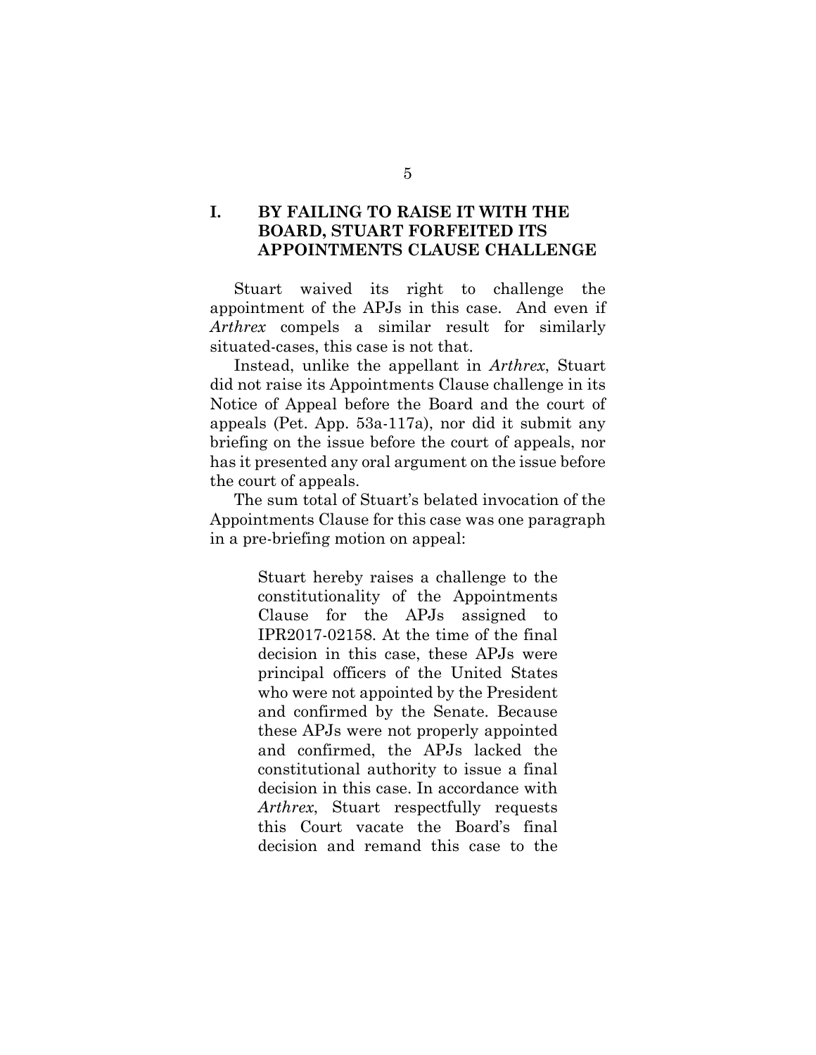## I. BY FAILING TO RAISE IT WITH THE BOARD, STUART FORFEITED ITS APPOINTMENTS CLAUSE CHALLENGE

Stuart waived its right to challenge the appointment of the APJs in this case. And even if *Arthrex* compels a similar result for similarly situated-cases, this case is not that.

Instead, unlike the appellant in *Arthrex*, Stuart did not raise its Appointments Clause challenge in its Notice of Appeal before the Board and the court of appeals (Pet. App. 53a-117a), nor did it submit any briefing on the issue before the court of appeals, nor has it presented any oral argument on the issue before the court of appeals.

The sum total of Stuart's belated invocation of the Appointments Clause for this case was one paragraph in a pre-briefing motion on appeal:

> Stuart hereby raises a challenge to the constitutionality of the Appointments Clause for the APJs assigned to IPR2017-02158. At the time of the final decision in this case, these APJs were principal officers of the United States who were not appointed by the President and confirmed by the Senate. Because these APJs were not properly appointed and confirmed, the APJs lacked the constitutional authority to issue a final decision in this case. In accordance with *Arthrex*, Stuart respectfully requests this Court vacate the Board's final decision and remand this case to the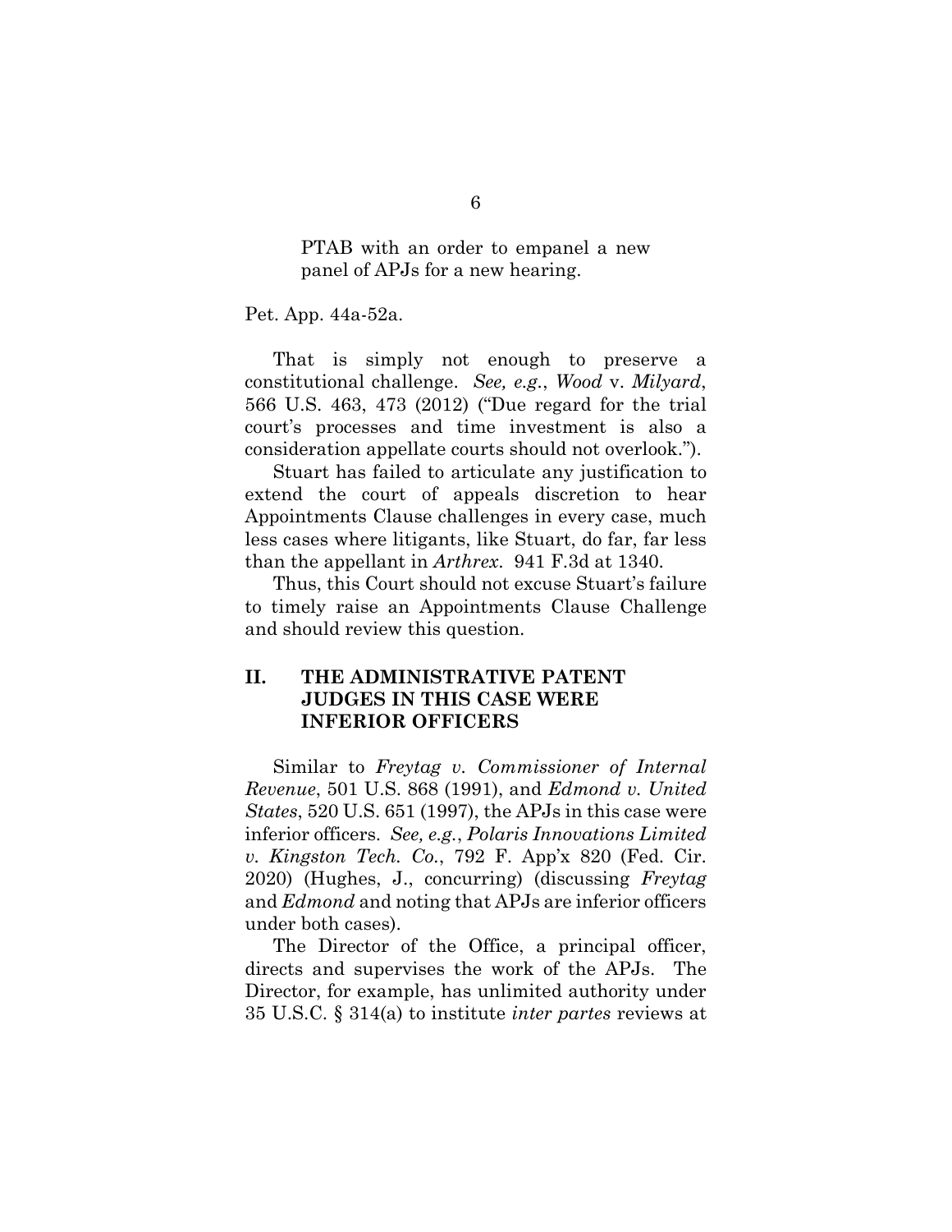> PTAB with an order to empanel a new panel of APJs for a new hearing.

Pet. App. 44a-52a.

That is simply not enough to preserve a constitutional challenge. *See, e.g.*, *Wood* v. *Milyard*, 566 U.S. 463, 473 (2012) ("Due regard for the trial court's processes and time investment is also a consideration appellate courts should not overlook.").

Stuart has failed to articulate any justification to extend the court of appeals discretion to hear Appointments Clause challenges in every case, much less cases where litigants, like Stuart, do far, far less than the appellant in *Arthrex*. 941 F.3d at 1340.

Thus, this Court should not excuse Stuart's failure to timely raise an Appointments Clause Challenge and should review this question.

## II. THE ADMINISTRATIVE PATENT JUDGES IN THIS CASE WERE INFERIOR OFFICERS

Similar to *Freytag v. Commissioner of Internal Revenue*, 501 U.S. 868 (1991), and *Edmond v. United States*, 520 U.S. 651 (1997), the APJs in this case were inferior officers. *See, e.g.*, *Polaris Innovations Limited v. Kingston Tech. Co.*, 792 F. App'x 820 (Fed. Cir. 2020) (Hughes, J., concurring) (discussing *Freytag* and *Edmond* and noting that APJs are inferior officers under both cases).

The Director of the Office, a principal officer, directs and supervises the work of the APJs. The Director, for example, has unlimited authority under 35 U.S.C. § 314(a) to institute *inter partes* reviews at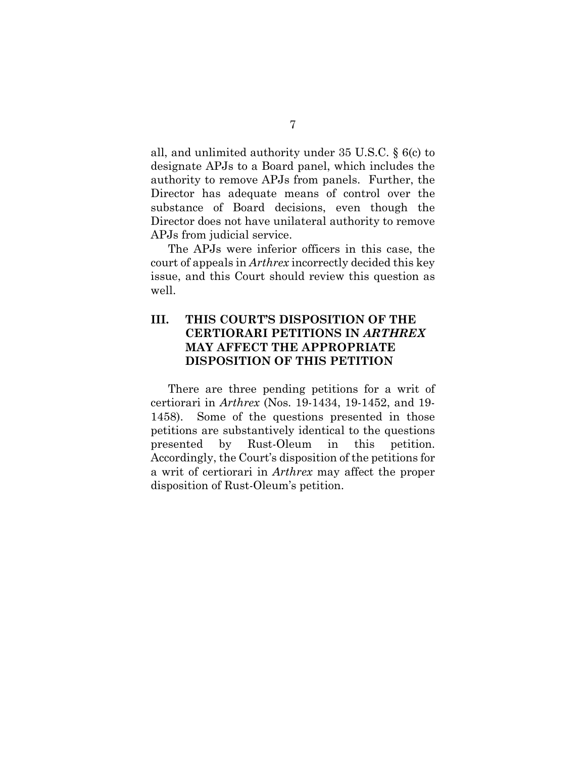all, and unlimited authority under 35 U.S.C. § 6(c) to designate APJs to a Board panel, which includes the authority to remove APJs from panels. Further, the Director has adequate means of control over the substance of Board decisions, even though the Director does not have unilateral authority to remove APJs from judicial service.

The APJs were inferior officers in this case, the court of appeals in *Arthrex* incorrectly decided this key issue, and this Court should review this question as well.

## III. THIS COURT'S DISPOSITION OF THE CERTIORARI PETITIONS IN *ARTHREX* MAY AFFECT THE APPROPRIATE DISPOSITION OF THIS PETITION

There are three pending petitions for a writ of certiorari in *Arthrex* (Nos. 19-1434, 19-1452, and 19-1458). Some of the questions presented in those petitions are substantively identical to the questions presented by Rust-Oleum in this petition. Accordingly, the Court's disposition of the petitions for a writ of certiorari in *Arthrex* may affect the proper disposition of Rust-Oleum's petition.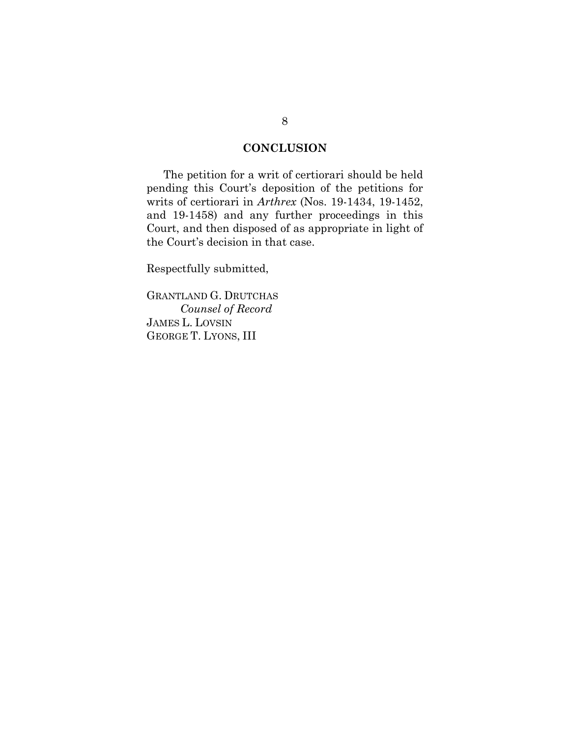## CONCLUSION

The petition for a writ of certiorari should be held pending this Court's deposition of the petitions for writs of certiorari in *Arthrex* (Nos. 19-1434, 19-1452, and 19-1458) and any further proceedings in this Court, and then disposed of as appropriate in light of the Court's decision in that case.

Respectfully submitted,

GRANTLAND G. DRUTCHAS
*Counsel of Record*
JAMES L. LOVSIN
GEORGE T. LYONS, III